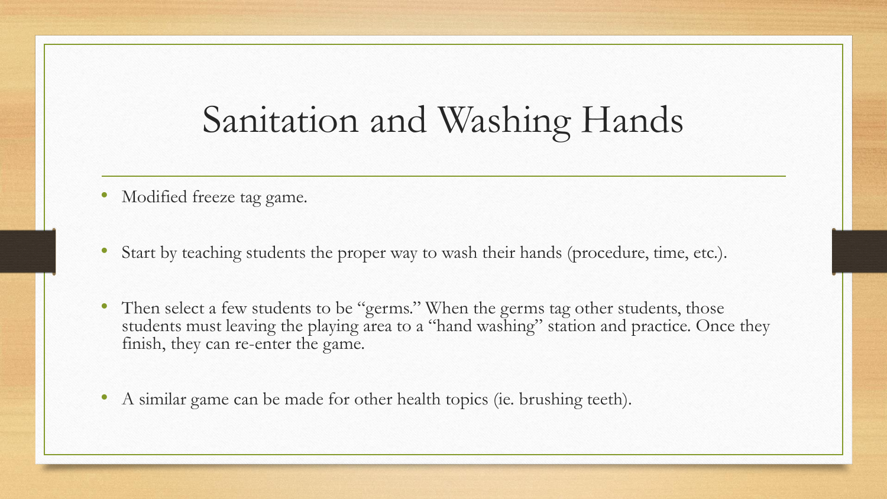# Sanitation and Washing Hands

- Modified freeze tag game.
- Start by teaching students the proper way to wash their hands (procedure, time, etc.).
- Then select a few students to be "germs." When the germs tag other students, those students must leaving the playing area to a "hand washing" station and practice. Once they finish, they can re-enter the game.
- A similar game can be made for other health topics (ie. brushing teeth).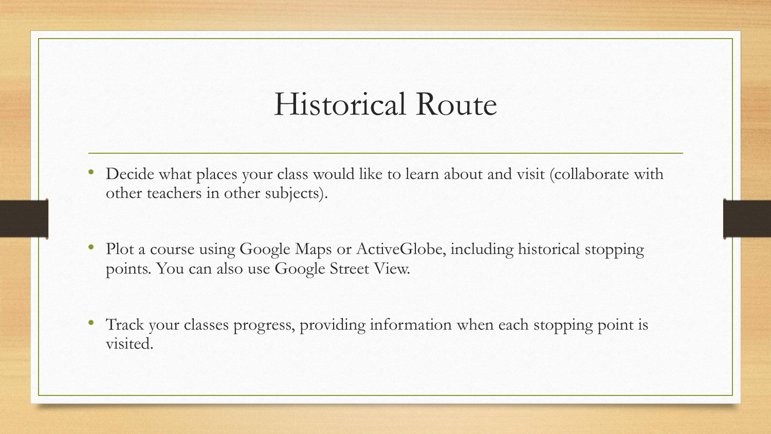# Historical Route

- Decide what places your class would like to learn about and visit (collaborate with other teachers in other subjects).
- Plot a course using Google Maps or ActiveGlobe, including historical stopping points. You can also use Google Street View.
- Track your classes progress, providing information when each stopping point is visited.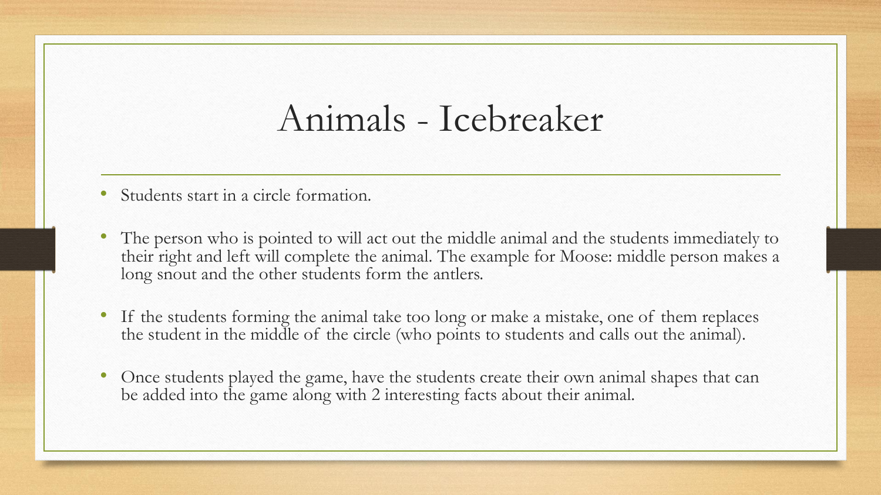# Animals - Icebreaker

- Students start in a circle formation.
- The person who is pointed to will act out the middle animal and the students immediately to their right and left will complete the animal. The example for Moose: middle person makes a long snout and the other students form the antlers.
- If the students forming the animal take too long or make a mistake, one of them replaces the student in the middle of the circle (who points to students and calls out the animal).
- Once students played the game, have the students create their own animal shapes that can be added into the game along with 2 interesting facts about their animal.